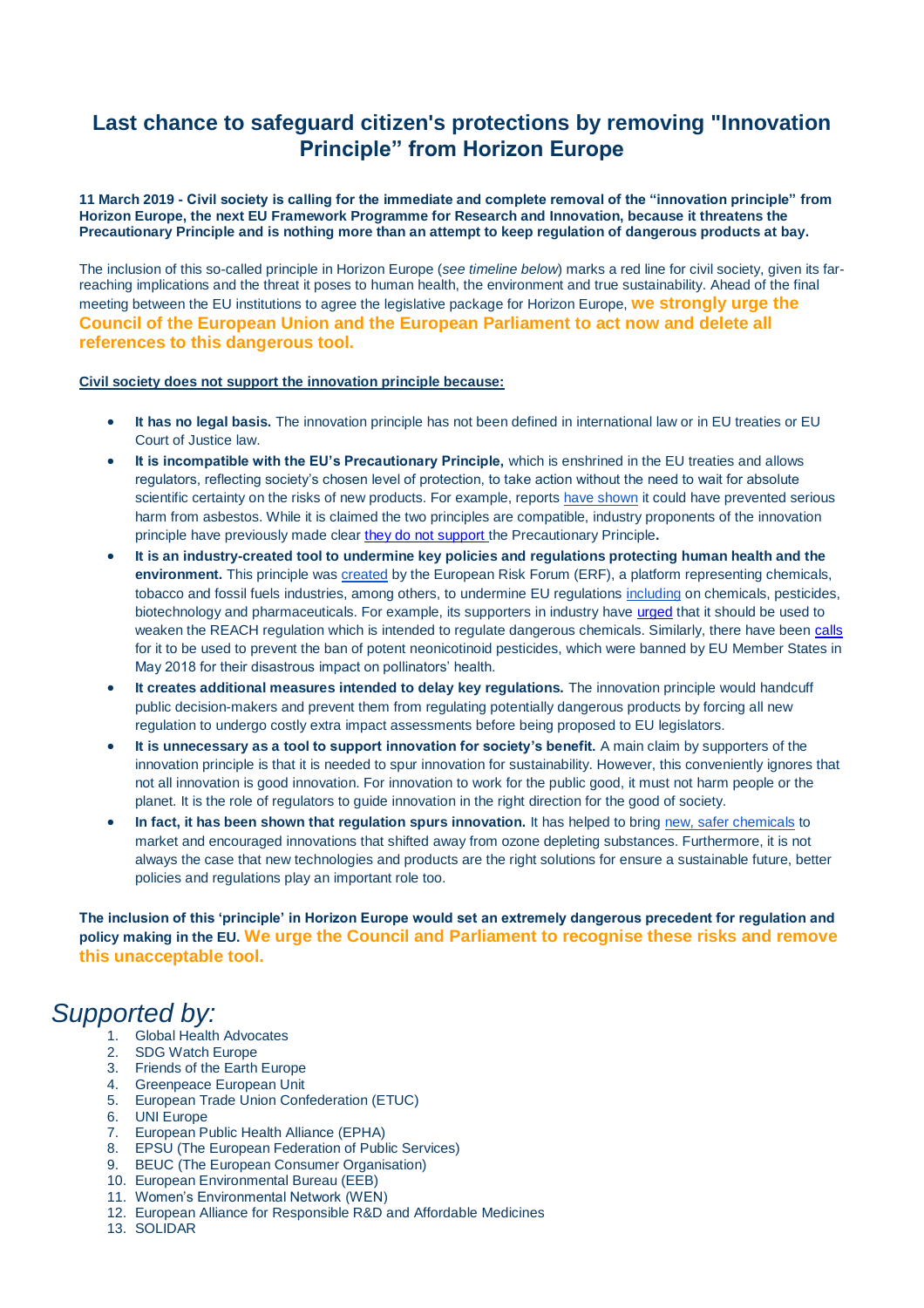# Last chance to safeguard citizen's protections by removing "Innovation Principle" from Horizon Europe

**11 March 2019 - Civil society is calling for the immediate and complete removal of the "innovation principle" from Horizon Europe, the next EU Framework Programme for Research and Innovation, because it threatens the Precautionary Principle and is nothing more than an attempt to keep regulation of dangerous products at bay.**

The inclusion of this so-called principle in Horizon Europe (*see timeline below*) marks a red line for civil society, given its far-reaching implications and the threat it poses to human health, the environment and true sustainability. Ahead of the final meeting between the EU institutions to agree the legislative package for Horizon Europe, **we strongly urge the Council of the European Union and the European Parliament to act now and delete all references to this dangerous tool.**

**Civil society does not support the innovation principle because:**

- **It has no legal basis.** The innovation principle has not been defined in international law or in EU treaties or EU Court of Justice law.
- **It is incompatible with the EU's Precautionary Principle,** which is enshrined in the EU treaties and allows regulators, reflecting society's chosen level of protection, to take action without the need to wait for absolute scientific certainty on the risks of new products. For example, reports have shown it could have prevented serious harm from asbestos. While it is claimed the two principles are compatible, industry proponents of the innovation principle have previously made clear they do not support the Precautionary Principle**.**
- **It is an industry-created tool to undermine key policies and regulations protecting human health and the environment.** This principle was created by the European Risk Forum (ERF), a platform representing chemicals, tobacco and fossil fuels industries, among others, to undermine EU regulations including on chemicals, pesticides, biotechnology and pharmaceuticals. For example, its supporters in industry have urged that it should be used to weaken the REACH regulation which is intended to regulate dangerous chemicals. Similarly, there have been calls for it to be used to prevent the ban of potent neonicotinoid pesticides, which were banned by EU Member States in May 2018 for their disastrous impact on pollinators' health.
- **It creates additional measures intended to delay key regulations.** The innovation principle would handcuff public decision-makers and prevent them from regulating potentially dangerous products by forcing all new regulation to undergo costly extra impact assessments before being proposed to EU legislators.
- **It is unnecessary as a tool to support innovation for society's benefit.** A main claim by supporters of the innovation principle is that it is needed to spur innovation for sustainability. However, this conveniently ignores that not all innovation is good innovation. For innovation to work for the public good, it must not harm people or the planet. It is the role of regulators to guide innovation in the right direction for the good of society.
- **In fact, it has been shown that regulation spurs innovation.** It has helped to bring new, safer chemicals to market and encouraged innovations that shifted away from ozone depleting substances. Furthermore, it is not always the case that new technologies and products are the right solutions for ensure a sustainable future, better policies and regulations play an important role too.

**The inclusion of this 'principle' in Horizon Europe would set an extremely dangerous precedent for regulation and policy making in the EU. We urge the Council and Parliament to recognise these risks and remove this unacceptable tool.**

## *Supported by:*

1. Global Health Advocates
2. SDG Watch Europe
3. Friends of the Earth Europe
4. Greenpeace European Unit
5. European Trade Union Confederation (ETUC)
6. UNI Europe
7. European Public Health Alliance (EPHA)
8. EPSU (The European Federation of Public Services)
9. BEUC (The European Consumer Organisation)
10. European Environmental Bureau (EEB)
11. Women's Environmental Network (WEN)
12. European Alliance for Responsible R&D and Affordable Medicines
13. SOLIDAR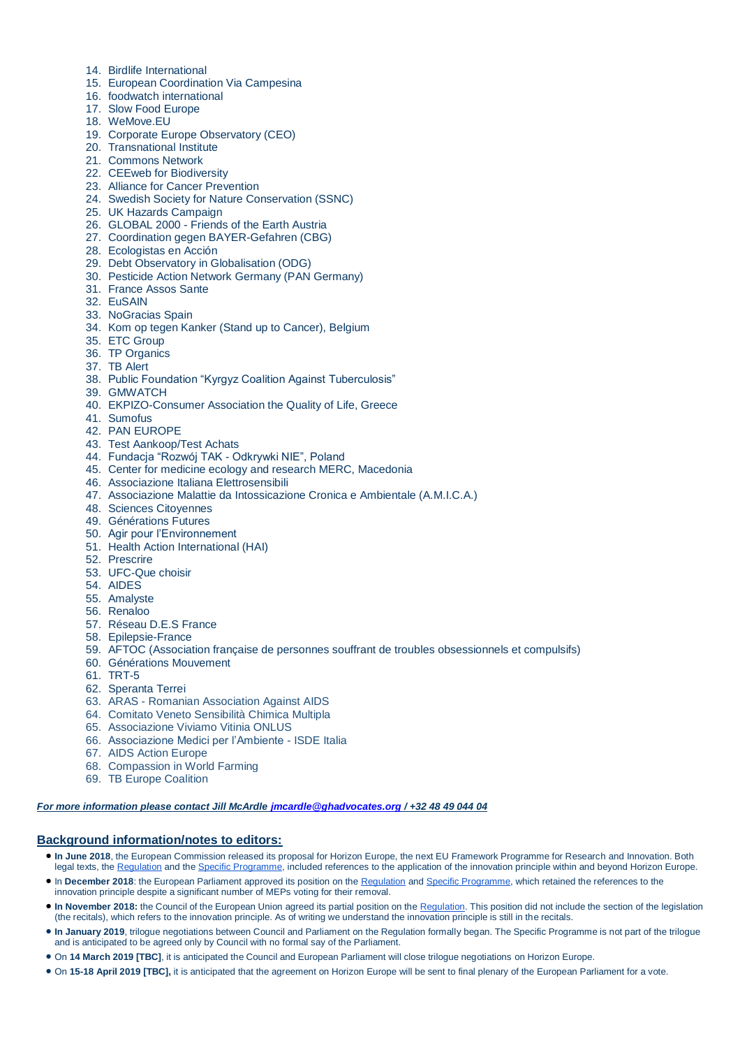14. Birdlife International
15. European Coordination Via Campesina
16. foodwatch international
17. Slow Food Europe
18. WeMove.EU
19. Corporate Europe Observatory (CEO)
20. Transnational Institute
21. Commons Network
22. CEEweb for Biodiversity
23. Alliance for Cancer Prevention
24. Swedish Society for Nature Conservation (SSNC)
25. UK Hazards Campaign
26. GLOBAL 2000 - Friends of the Earth Austria
27. Coordination gegen BAYER-Gefahren (CBG)
28. Ecologistas en Acción
29. Debt Observatory in Globalisation (ODG)
30. Pesticide Action Network Germany (PAN Germany)
31. France Assos Sante
32. EuSAIN
33. NoGracias Spain
34. Kom op tegen Kanker (Stand up to Cancer), Belgium
35. ETC Group
36. TP Organics
37. TB Alert
38. Public Foundation “Kyrgyz Coalition Against Tuberculosis”
39. GMWATCH
40. EKPIZO-Consumer Association the Quality of Life, Greece
41. Sumofus
42. PAN EUROPE
43. Test Aankoop/Test Achats
44. Fundacja “Rozwój TAK - Odkrywki NIE”, Poland
45. Center for medicine ecology and research MERC, Macedonia
46. Associazione Italiana Elettrosensibili
47. Associazione Malattie da Intossicazione Cronica e Ambientale (A.M.I.C.A.)
48. Sciences Citoyennes
49. Générations Futures
50. Agir pour l’Environnement
51. Health Action International (HAI)
52. Prescrire
53. UFC-Que choisir
54. AIDES
55. Amalyste
56. Renaloo
57. Réseau D.E.S France
58. Epilepsie-France
59. AFTOC (Association française de personnes souffrant de troubles obsessionnels et compulsifs)
60. Générations Mouvement
61. TRT-5
62. Speranta Terrei
63. ARAS - Romanian Association Against AIDS
64. Comitato Veneto Sensibilità Chimica Multipla
65. Associazione Viviamo Vitinia ONLUS
66. Associazione Medici per l’Ambiente - ISDE Italia
67. AIDS Action Europe
68. Compassion in World Farming
69. TB Europe Coalition

***For more information please contact Jill McArdle jmcardle@ghadvocates.org / +32 48 49 044 04***

## Background information/notes to editors:

- **In June 2018**, the European Commission released its proposal for Horizon Europe, the next EU Framework Programme for Research and Innovation. Both legal texts, the Regulation and the Specific Programme, included references to the application of the innovation principle within and beyond Horizon Europe.
- In **December 2018**: the European Parliament approved its position on the Regulation and Specific Programme, which retained the references to the innovation principle despite a significant number of MEPs voting for their removal.
- **In November 2018:** the Council of the European Union agreed its partial position on the Regulation. This position did not include the section of the legislation (the recitals), which refers to the innovation principle. As of writing we understand the innovation principle is still in the recitals.
- **In January 2019**, trilogue negotiations between Council and Parliament on the Regulation formally began. The Specific Programme is not part of the trilogue and is anticipated to be agreed only by Council with no formal say of the Parliament.
- On **14 March 2019 [TBC]**, it is anticipated the Council and European Parliament will close trilogue negotiations on Horizon Europe.
- On **15-18 April 2019 [TBC],** it is anticipated that the agreement on Horizon Europe will be sent to final plenary of the European Parliament for a vote.